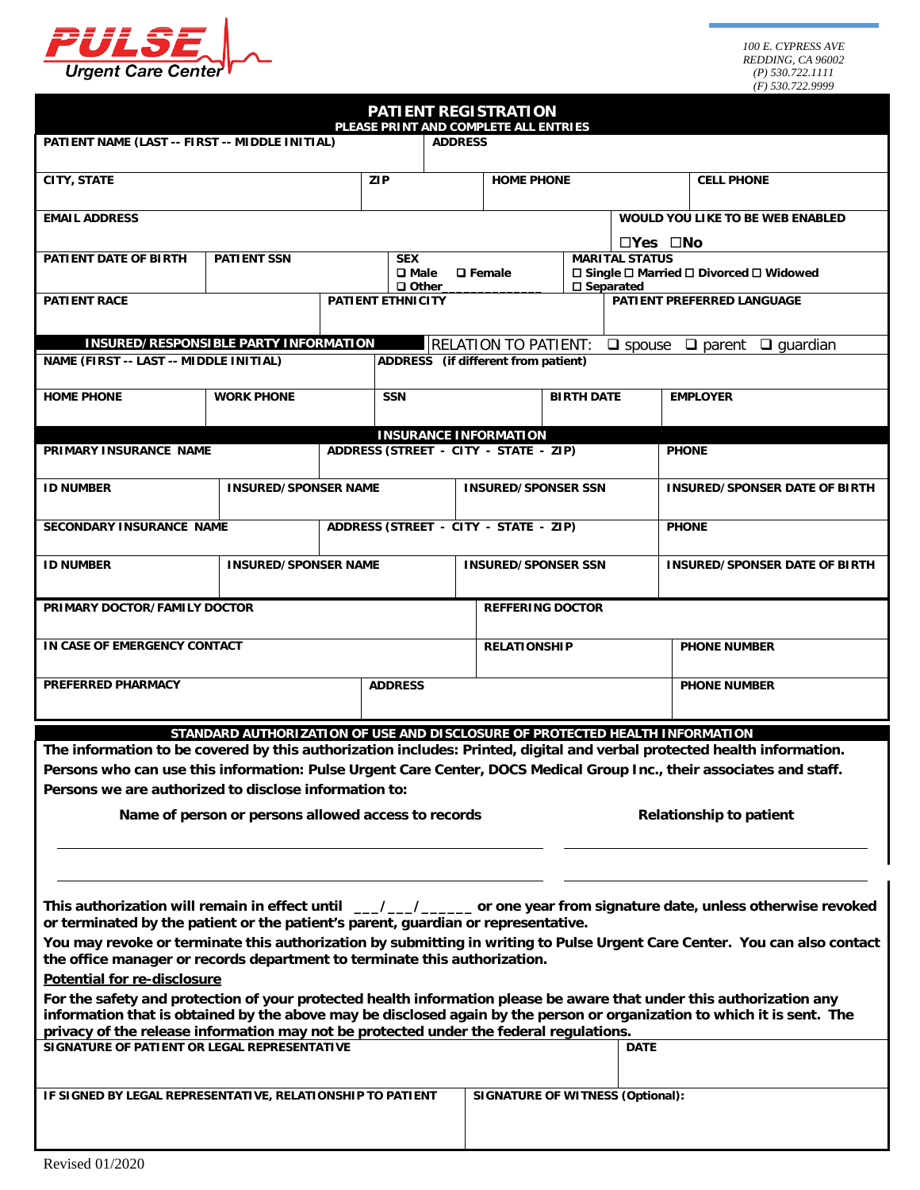**PULSE Urgent Care Center**

*100 E. CYPRESS AVE*
*REDDING, CA 96002*
*(P) 530.722.1111*
*(F) 530.722.9999*

# PATIENT REGISTRATION

**PLEASE PRINT AND COMPLETE ALL ENTRIES**

| PATIENT NAME (LAST -- FIRST -- MIDDLE INITIAL) | ADDRESS | | |
|---|---|---|---|
| | | | |

| CITY, STATE | ZIP | HOME PHONE | CELL PHONE |
|---|---|---|---|
| | | | |

| EMAIL ADDRESS | WOULD YOU LIKE TO BE WEB ENABLED |
|---|---|
| | ☐Yes ☐No |

| PATIENT DATE OF BIRTH | PATIENT SSN | SEX | MARITAL STATUS |
|---|---|---|---|
| | | ☐ Male ☐ Female ☐ Other_____________ | ☐ Single ☐ Married ☐ Divorced ☐ Widowed ☐ Separated |

| PATIENT RACE | PATIENT ETHNICITY | PATIENT PREFERRED LANGUAGE |
|---|---|---|
| | | |

## INSURED/RESPONSIBLE PARTY INFORMATION

RELATION TO PATIENT: ☐ spouse ☐ parent ☐ guardian

| NAME (FIRST -- LAST -- MIDDLE INITIAL) | | ADDRESS (if different from patient) | | |
|---|---|---|---|---|
| | | | | |
| **HOME PHONE** | **WORK PHONE** | **SSN** | **BIRTH DATE** | **EMPLOYER** |
| | | | | |

## INSURANCE INFORMATION

| PRIMARY INSURANCE NAME | ADDRESS (STREET - CITY - STATE - ZIP) | | PHONE |
|---|---|---|---|
| | | | |
| **ID NUMBER** | **INSURED/SPONSER NAME** | **INSURED/SPONSER SSN** | **INSURED/SPONSER DATE OF BIRTH** |
| | | | |
| **SECONDARY INSURANCE NAME** | **ADDRESS (STREET - CITY - STATE - ZIP)** | | **PHONE** |
| | | | |
| **ID NUMBER** | **INSURED/SPONSER NAME** | **INSURED/SPONSER SSN** | **INSURED/SPONSER DATE OF BIRTH** |
| | | | |

| PRIMARY DOCTOR/FAMILY DOCTOR | REFFERING DOCTOR | |
|---|---|---|
| | | |
| **IN CASE OF EMERGENCY CONTACT** | **RELATIONSHIP** | **PHONE NUMBER** |
| | | |
| **PREFERRED PHARMACY** | **ADDRESS** | **PHONE NUMBER** |
| | | |

## STANDARD AUTHORIZATION OF USE AND DISCLOSURE OF PROTECTED HEALTH INFORMATION

**The information to be covered by this authorization includes: Printed, digital and verbal protected health information.**

**Persons who can use this information: Pulse Urgent Care Center, DOCS Medical Group Inc., their associates and staff.**

**Persons we are authorized to disclose information to:**

| Name of person or persons allowed access to records | Relationship to patient |
|---|---|
| ______________________________ | ______________________ |
| ______________________________ | ______________________ |

**This authorization will remain in effect until \_\_\_/\_\_\_/\_\_\_\_\_\_ or one year from signature date, unless otherwise revoked or terminated by the patient or the patient's parent, guardian or representative.**

**You may revoke or terminate this authorization by submitting in writing to Pulse Urgent Care Center. You can also contact the office manager or records department to terminate this authorization.**

**Potential for re-disclosure**

**For the safety and protection of your protected health information please be aware that under this authorization any information that is obtained by the above may be disclosed again by the person or organization to which it is sent. The privacy of the release information may not be protected under the federal regulations.**

| SIGNATURE OF PATIENT OR LEGAL REPRESENTATIVE | DATE |
|---|---|
| | |
| **IF SIGNED BY LEGAL REPRESENTATIVE, RELATIONSHIP TO PATIENT** | **SIGNATURE OF WITNESS (Optional):** |
| | |

Revised 01/2020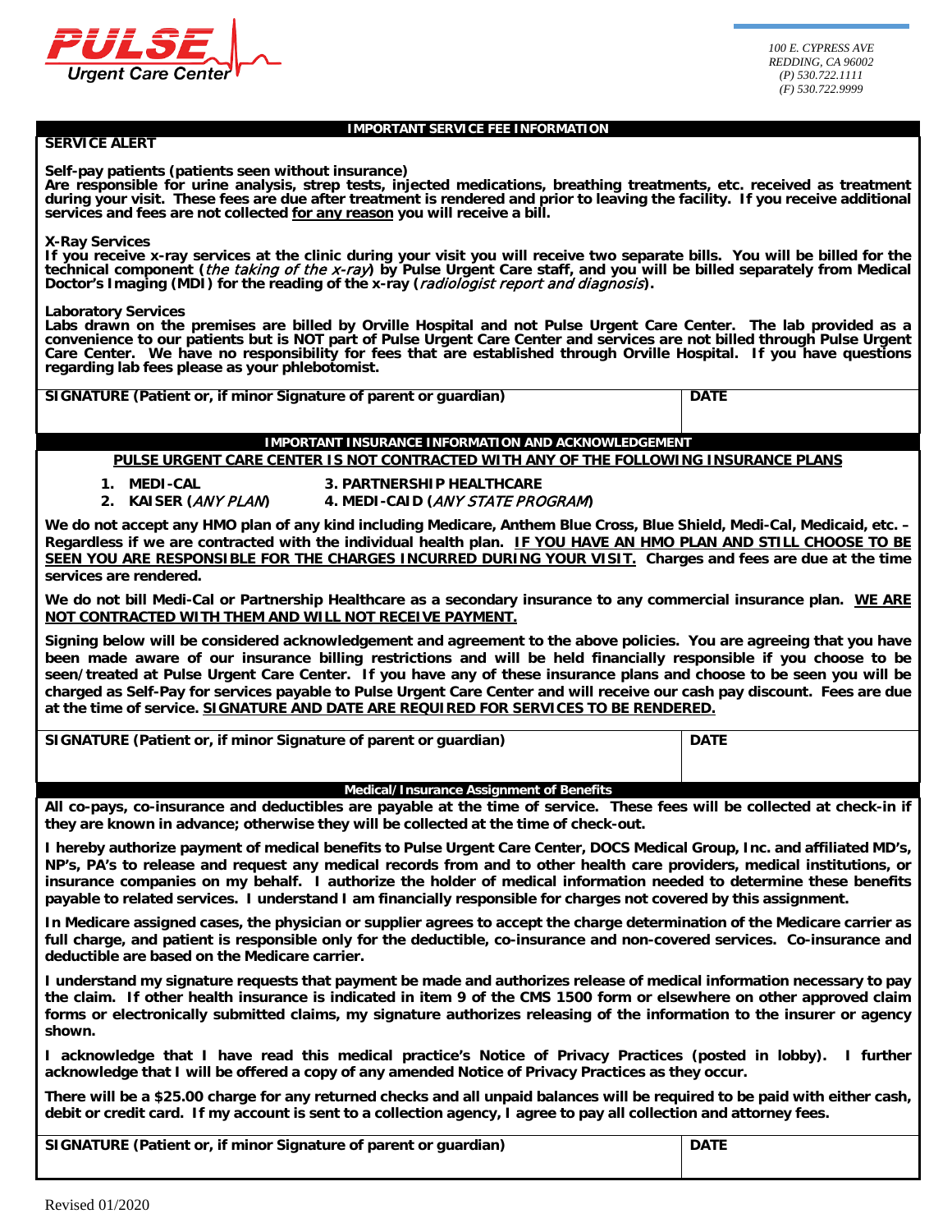**PULSE Urgent Care Center**

100 E. CYPRESS AVE
REDDING, CA 96002
(P) 530.722.1111
(F) 530.722.9999

## IMPORTANT SERVICE FEE INFORMATION

**SERVICE ALERT**

**Self-pay patients (patients seen without insurance)**
**Are responsible for urine analysis, strep tests, injected medications, breathing treatments, etc. received as treatment during your visit. These fees are due after treatment is rendered and prior to leaving the facility. If you receive additional services and fees are not collected for any reason you will receive a bill.**

**X-Ray Services**
**If you receive x-ray services at the clinic during your visit you will receive two separate bills. You will be billed for the technical component (*the taking of the x-ray*) by Pulse Urgent Care staff, and you will be billed separately from Medical Doctor's Imaging (MDI) for the reading of the x-ray (*radiologist report and diagnosis*).**

**Laboratory Services**
**Labs drawn on the premises are billed by Orville Hospital and not Pulse Urgent Care Center. The lab provided as a convenience to our patients but is NOT part of Pulse Urgent Care Center and services are not billed through Pulse Urgent Care Center. We have no responsibility for fees that are established through Orville Hospital. If you have questions regarding lab fees please as your phlebotomist.**

| SIGNATURE (Patient or, if minor Signature of parent or guardian) | DATE |
|---|---|
| | |

## IMPORTANT INSURANCE INFORMATION AND ACKNOWLEDGEMENT

**PULSE URGENT CARE CENTER IS NOT CONTRACTED WITH ANY OF THE FOLLOWING INSURANCE PLANS**

1. **MEDI-CAL**
2. **KAISER (*ANY PLAN*)**
3. **PARTNERSHIP HEALTHCARE**
4. **MEDI-CAID (*ANY STATE PROGRAM*)**

**We do not accept any HMO plan of any kind including Medicare, Anthem Blue Cross, Blue Shield, Medi-Cal, Medicaid, etc. – Regardless if we are contracted with the individual health plan. IF YOU HAVE AN HMO PLAN AND STILL CHOOSE TO BE SEEN YOU ARE RESPONSIBLE FOR THE CHARGES INCURRED DURING YOUR VISIT. Charges and fees are due at the time services are rendered.**

**We do not bill Medi-Cal or Partnership Healthcare as a secondary insurance to any commercial insurance plan. WE ARE NOT CONTRACTED WITH THEM AND WILL NOT RECEIVE PAYMENT.**

**Signing below will be considered acknowledgement and agreement to the above policies. You are agreeing that you have been made aware of our insurance billing restrictions and will be held financially responsible if you choose to be seen/treated at Pulse Urgent Care Center. If you have any of these insurance plans and choose to be seen you will be charged as Self-Pay for services payable to Pulse Urgent Care Center and will receive our cash pay discount. Fees are due at the time of service. SIGNATURE AND DATE ARE REQUIRED FOR SERVICES TO BE RENDERED.**

| SIGNATURE (Patient or, if minor Signature of parent or guardian) | DATE |
|---|---|
| | |

## Medical/Insurance Assignment of Benefits

**All co-pays, co-insurance and deductibles are payable at the time of service. These fees will be collected at check-in if they are known in advance; otherwise they will be collected at the time of check-out.**

**I hereby authorize payment of medical benefits to Pulse Urgent Care Center, DOCS Medical Group, Inc. and affiliated MD's, NP's, PA's to release and request any medical records from and to other health care providers, medical institutions, or insurance companies on my behalf. I authorize the holder of medical information needed to determine these benefits payable to related services. I understand I am financially responsible for charges not covered by this assignment.**

**In Medicare assigned cases, the physician or supplier agrees to accept the charge determination of the Medicare carrier as full charge, and patient is responsible only for the deductible, co-insurance and non-covered services. Co-insurance and deductible are based on the Medicare carrier.**

**I understand my signature requests that payment be made and authorizes release of medical information necessary to pay the claim. If other health insurance is indicated in item 9 of the CMS 1500 form or elsewhere on other approved claim forms or electronically submitted claims, my signature authorizes releasing of the information to the insurer or agency shown.**

**I acknowledge that I have read this medical practice's Notice of Privacy Practices (posted in lobby). I further acknowledge that I will be offered a copy of any amended Notice of Privacy Practices as they occur.**

**There will be a $25.00 charge for any returned checks and all unpaid balances will be required to be paid with either cash, debit or credit card. If my account is sent to a collection agency, I agree to pay all collection and attorney fees.**

| SIGNATURE (Patient or, if minor Signature of parent or guardian) | DATE |
|---|---|
| | |

Revised 01/2020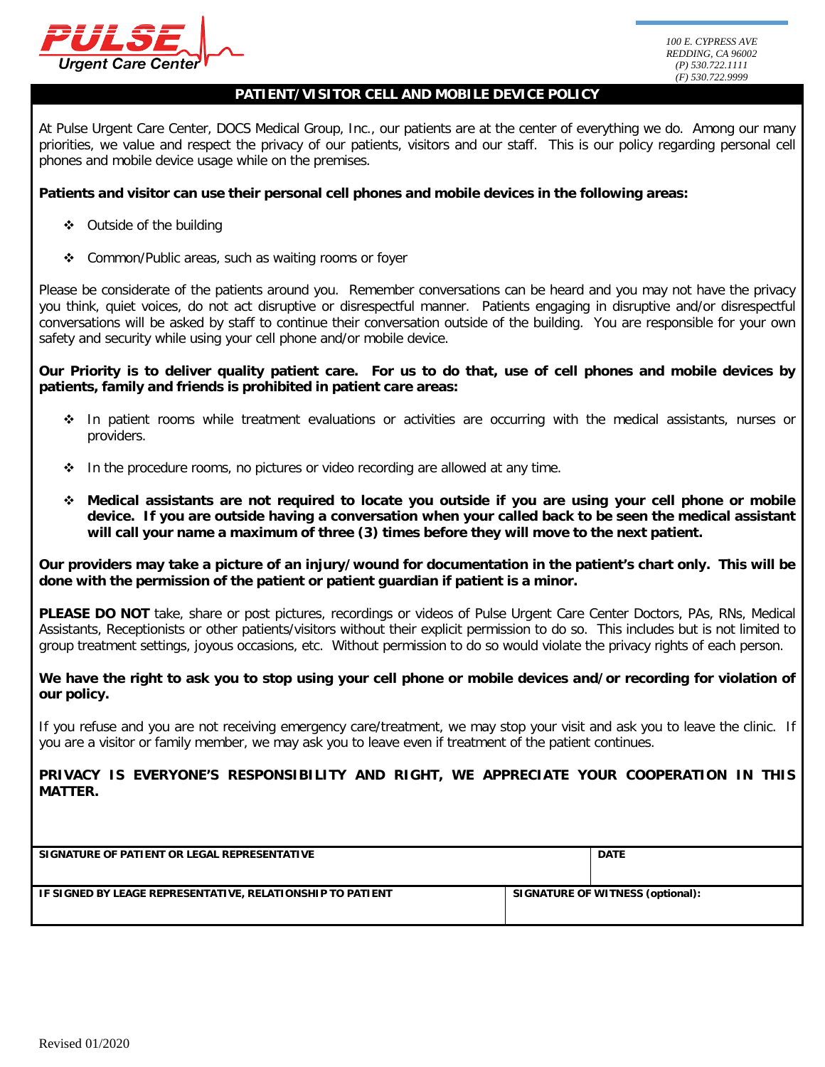**PULSE Urgent Care Center**

*100 E. CYPRESS AVE*
*REDDING, CA 96002*
*(P) 530.722.1111*
*(F) 530.722.9999*

## PATIENT/VISITOR CELL AND MOBILE DEVICE POLICY

At Pulse Urgent Care Center, DOCS Medical Group, Inc., our patients are at the center of everything we do. Among our many priorities, we value and respect the privacy of our patients, visitors and our staff. This is our policy regarding personal cell phones and mobile device usage while on the premises.

**Patients and visitor can use their personal cell phones and mobile devices in the following areas:**

- Outside of the building
- Common/Public areas, such as waiting rooms or foyer

Please be considerate of the patients around you. Remember conversations can be heard and you may not have the privacy you think, quiet voices, do not act disruptive or disrespectful manner. Patients engaging in disruptive and/or disrespectful conversations will be asked by staff to continue their conversation outside of the building. You are responsible for your own safety and security while using your cell phone and/or mobile device.

**Our Priority is to deliver quality patient care. For us to do that, use of cell phones and mobile devices by patients, family and friends is prohibited in patient care areas:**

- In patient rooms while treatment evaluations or activities are occurring with the medical assistants, nurses or providers.
- In the procedure rooms, no pictures or video recording are allowed at any time.
- **Medical assistants are not required to locate you outside if you are using your cell phone or mobile device. If you are outside having a conversation when your called back to be seen the medical assistant will call your name a maximum of three (3) times before they will move to the next patient.**

**Our providers may take a picture of an injury/wound for documentation in the patient's chart only. This will be done with the permission of the patient or patient guardian if patient is a minor.**

**PLEASE DO NOT** take, share or post pictures, recordings or videos of Pulse Urgent Care Center Doctors, PAs, RNs, Medical Assistants, Receptionists or other patients/visitors without their explicit permission to do so. This includes but is not limited to group treatment settings, joyous occasions, etc. Without permission to do so would violate the privacy rights of each person.

**We have the right to ask you to stop using your cell phone or mobile devices and/or recording for violation of our policy.**

If you refuse and you are not receiving emergency care/treatment, we may stop your visit and ask you to leave the clinic. If you are a visitor or family member, we may ask you to leave even if treatment of the patient continues.

**PRIVACY IS EVERYONE'S RESPONSIBILITY AND RIGHT, WE APPRECIATE YOUR COOPERATION IN THIS MATTER.**

| SIGNATURE OF PATIENT OR LEGAL REPRESENTATIVE | DATE |
|---|---|
| | |

| IF SIGNED BY LEAGE REPRESENTATIVE, RELATIONSHIP TO PATIENT | SIGNATURE OF WITNESS (optional): |
|---|---|
| | |

Revised 01/2020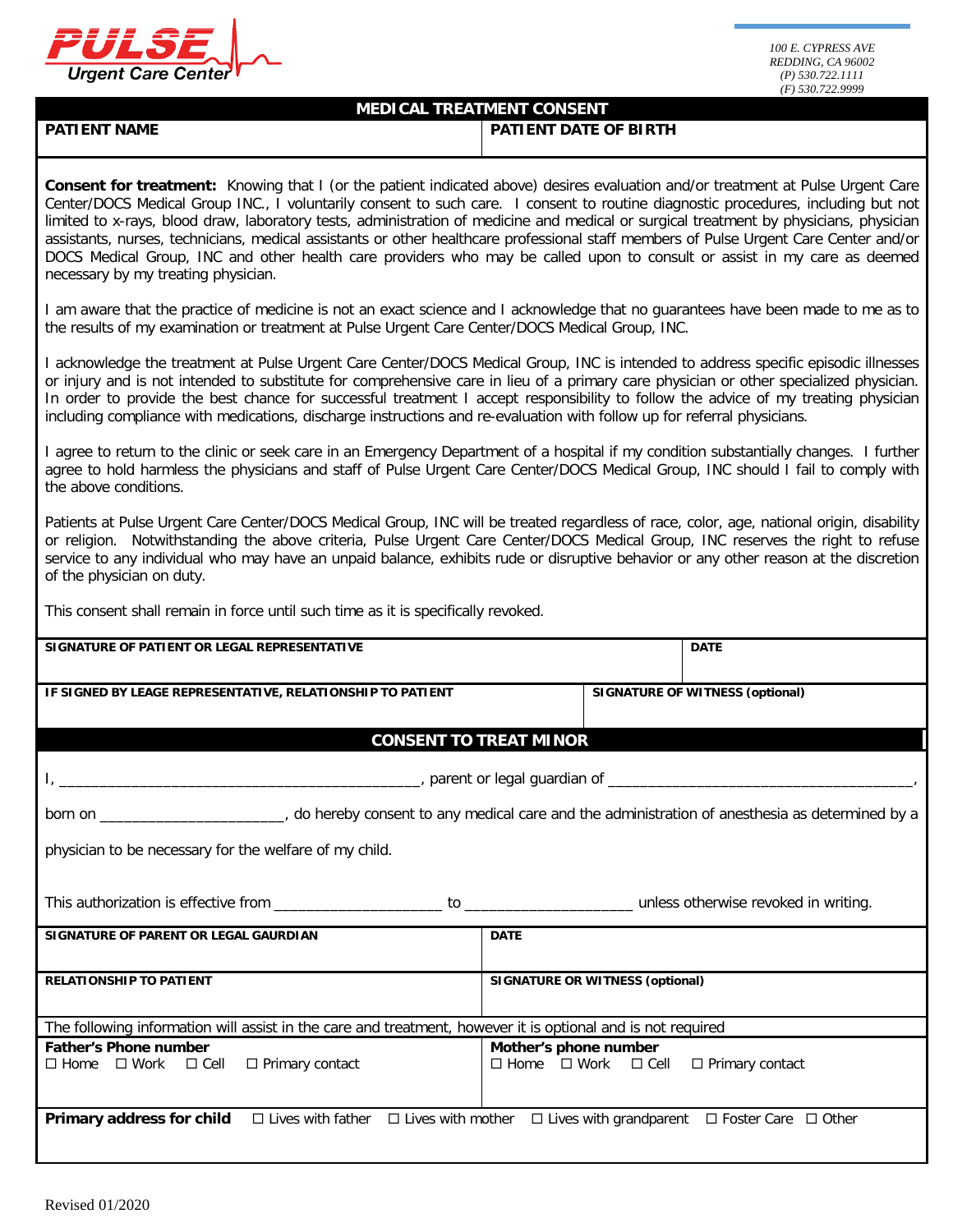**PULSE Urgent Care Center**

100 E. CYPRESS AVE
REDDING, CA 96002
(P) 530.722.1111
(F) 530.722.9999

## MEDICAL TREATMENT CONSENT

| PATIENT NAME | PATIENT DATE OF BIRTH |
|---|---|
| | |

**Consent for treatment:** Knowing that I (or the patient indicated above) desires evaluation and/or treatment at Pulse Urgent Care Center/DOCS Medical Group INC., I voluntarily consent to such care. I consent to routine diagnostic procedures, including but not limited to x-rays, blood draw, laboratory tests, administration of medicine and medical or surgical treatment by physicians, physician assistants, nurses, technicians, medical assistants or other healthcare professional staff members of Pulse Urgent Care Center and/or DOCS Medical Group, INC and other health care providers who may be called upon to consult or assist in my care as deemed necessary by my treating physician.

I am aware that the practice of medicine is not an exact science and I acknowledge that no guarantees have been made to me as to the results of my examination or treatment at Pulse Urgent Care Center/DOCS Medical Group, INC.

I acknowledge the treatment at Pulse Urgent Care Center/DOCS Medical Group, INC is intended to address specific episodic illnesses or injury and is not intended to substitute for comprehensive care in lieu of a primary care physician or other specialized physician. In order to provide the best chance for successful treatment I accept responsibility to follow the advice of my treating physician including compliance with medications, discharge instructions and re-evaluation with follow up for referral physicians.

I agree to return to the clinic or seek care in an Emergency Department of a hospital if my condition substantially changes. I further agree to hold harmless the physicians and staff of Pulse Urgent Care Center/DOCS Medical Group, INC should I fail to comply with the above conditions.

Patients at Pulse Urgent Care Center/DOCS Medical Group, INC will be treated regardless of race, color, age, national origin, disability or religion. Notwithstanding the above criteria, Pulse Urgent Care Center/DOCS Medical Group, INC reserves the right to refuse service to any individual who may have an unpaid balance, exhibits rude or disruptive behavior or any other reason at the discretion of the physician on duty.

This consent shall remain in force until such time as it is specifically revoked.

| SIGNATURE OF PATIENT OR LEGAL REPRESENTATIVE | DATE |
|---|---|
| | |

| IF SIGNED BY LEAGE REPRESENTATIVE, RELATIONSHIP TO PATIENT | SIGNATURE OF WITNESS (optional) |
|---|---|
| | |

## CONSENT TO TREAT MINOR

I, ____________________________________________, parent or legal guardian of _____________________________________,

born on ______________________, do hereby consent to any medical care and the administration of anesthesia as determined by a physician to be necessary for the welfare of my child.

This authorization is effective from ____________________ to ____________________ unless otherwise revoked in writing.

| SIGNATURE OF PARENT OR LEGAL GAURDIAN | DATE |
|---|---|
| | |
| **RELATIONSHIP TO PATIENT** | **SIGNATURE OR WITNESS (optional)** |
| | |

The following information will assist in the care and treatment, however it is optional and is not required

| **Father's Phone number** ☐ Home ☐ Work ☐ Cell ☐ Primary contact | **Mother's phone number** ☐ Home ☐ Work ☐ Cell ☐ Primary contact |
|---|---|
| | |

**Primary address for child** ☐ Lives with father ☐ Lives with mother ☐ Lives with grandparent ☐ Foster Care ☐ Other

Revised 01/2020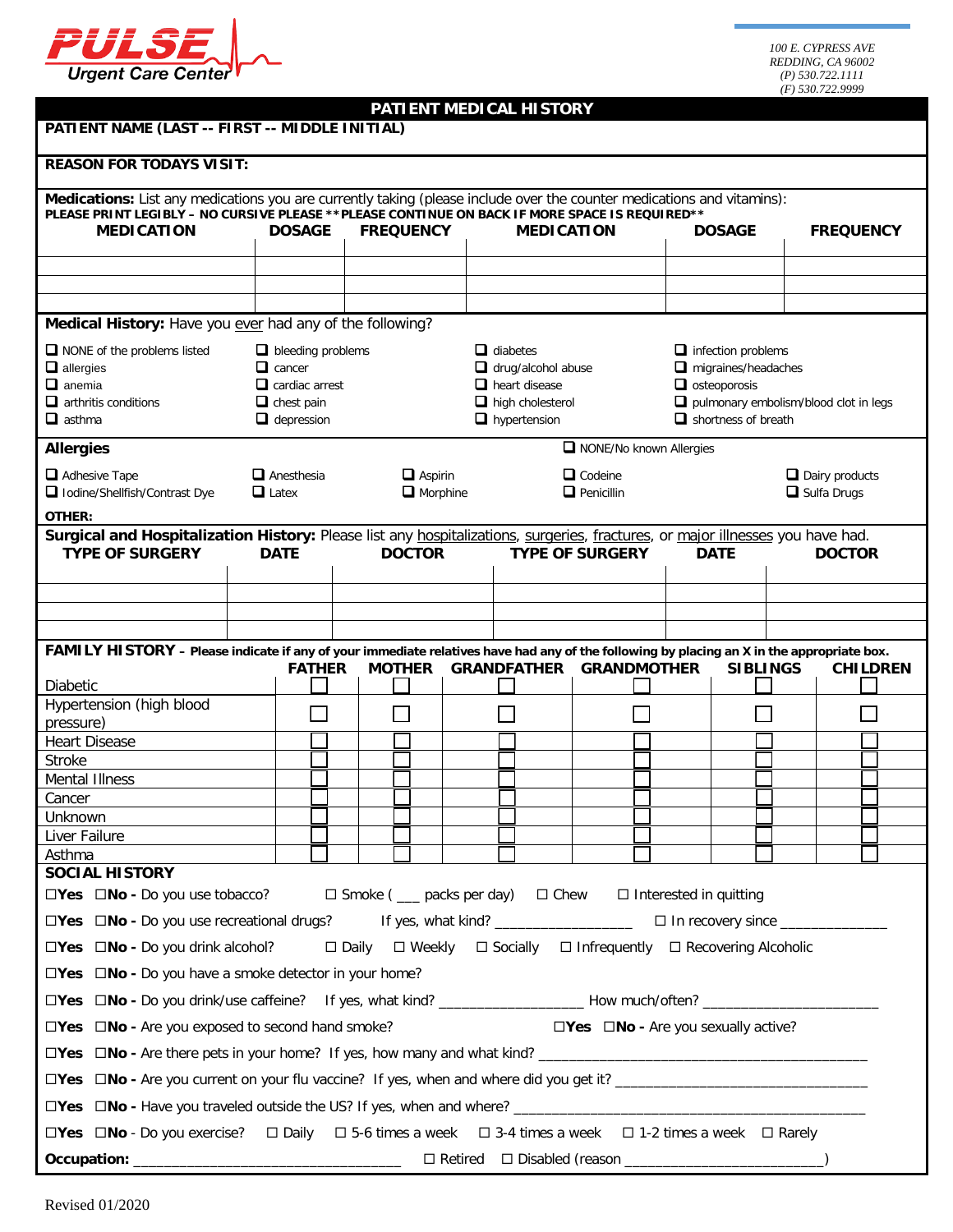**PULSE** Urgent Care Center

100 E. CYPRESS AVE
REDDING, CA 96002
(P) 530.722.1111
(F) 530.722.9999

## PATIENT MEDICAL HISTORY

**PATIENT NAME (LAST -- FIRST -- MIDDLE INITIAL)**

**REASON FOR TODAYS VISIT:**

**Medications:** List any medications you are currently taking (please include over the counter medications and vitamins):
**PLEASE PRINT LEGIBLY – NO CURSIVE PLEASE **PLEASE CONTINUE ON BACK IF MORE SPACE IS REQUIRED****

| MEDICATION | DOSAGE | FREQUENCY | MEDICATION | DOSAGE | FREQUENCY |
|---|---|---|---|---|---|
| | | | | | |
| | | | | | |
| | | | | | |

**Medical History:** Have you ever had any of the following?

- ☐ NONE of the problems listed
- ☐ allergies
- ☐ anemia
- ☐ arthritis conditions
- ☐ asthma
- ☐ bleeding problems
- ☐ cancer
- ☐ cardiac arrest
- ☐ chest pain
- ☐ depression
- ☐ diabetes
- ☐ drug/alcohol abuse
- ☐ heart disease
- ☐ high cholesterol
- ☐ hypertension
- ☐ infection problems
- ☐ migraines/headaches
- ☐ osteoporosis
- ☐ pulmonary embolism/blood clot in legs
- ☐ shortness of breath

**Allergies** ☐ NONE/No known Allergies

- ☐ Adhesive Tape
- ☐ Iodine/Shellfish/Contrast Dye
- ☐ Anesthesia
- ☐ Latex
- ☐ Aspirin
- ☐ Morphine
- ☐ Codeine
- ☐ Penicillin
- ☐ Dairy products
- ☐ Sulfa Drugs

**OTHER:**

**Surgical and Hospitalization History:** Please list any hospitalizations, surgeries, fractures, or major illnesses you have had.

| TYPE OF SURGERY | DATE | DOCTOR | TYPE OF SURGERY | DATE | DOCTOR |
|---|---|---|---|---|---|
| | | | | | |
| | | | | | |
| | | | | | |

**FAMILY HISTORY** – **Please indicate if any of your immediate relatives have had any of the following by placing an X in the appropriate box.**

| | FATHER | MOTHER | GRANDFATHER | GRANDMOTHER | SIBLINGS | CHILDREN |
|---|---|---|---|---|---|---|
| Diabetic | ☐ | ☐ | ☐ | ☐ | ☐ | ☐ |
| Hypertension (high blood pressure) | ☐ | ☐ | ☐ | ☐ | ☐ | ☐ |
| Heart Disease | ☐ | ☐ | ☐ | ☐ | ☐ | ☐ |
| Stroke | ☐ | ☐ | ☐ | ☐ | ☐ | ☐ |
| Mental Illness | ☐ | ☐ | ☐ | ☐ | ☐ | ☐ |
| Cancer | ☐ | ☐ | ☐ | ☐ | ☐ | ☐ |
| Unknown | ☐ | ☐ | ☐ | ☐ | ☐ | ☐ |
| Liver Failure | ☐ | ☐ | ☐ | ☐ | ☐ | ☐ |
| Asthma | ☐ | ☐ | ☐ | ☐ | ☐ | ☐ |

**SOCIAL HISTORY**

☐**Yes** ☐**No -** Do you use tobacco? ☐ Smoke ( ___ packs per day) ☐ Chew ☐ Interested in quitting

☐**Yes** ☐**No -** Do you use recreational drugs? If yes, what kind? _________________ ☐ In recovery since ______________

☐**Yes** ☐**No -** Do you drink alcohol? ☐ Daily ☐ Weekly ☐ Socially ☐ Infrequently ☐ Recovering Alcoholic

☐**Yes** ☐**No -** Do you have a smoke detector in your home?

☐**Yes** ☐**No -** Do you drink/use caffeine? If yes, what kind? ___________________ How much/often? _______________________

☐**Yes** ☐**No -** Are you exposed to second hand smoke? ☐**Yes** ☐**No -** Are you sexually active?

☐**Yes** ☐**No -** Are there pets in your home? If yes, how many and what kind? __________________________________________

☐**Yes** ☐**No -** Are you current on your flu vaccine? If yes, when and where did you get it? ________________________________

☐**Yes** ☐**No -** Have you traveled outside the US? If yes, when and where? _____________________________________________

☐**Yes** ☐**No** - Do you exercise? ☐ Daily ☐ 5-6 times a week ☐ 3-4 times a week ☐ 1-2 times a week ☐ Rarely

**Occupation:** __________________________________ ☐ Retired ☐ Disabled (reason _________________________)

Revised 01/2020